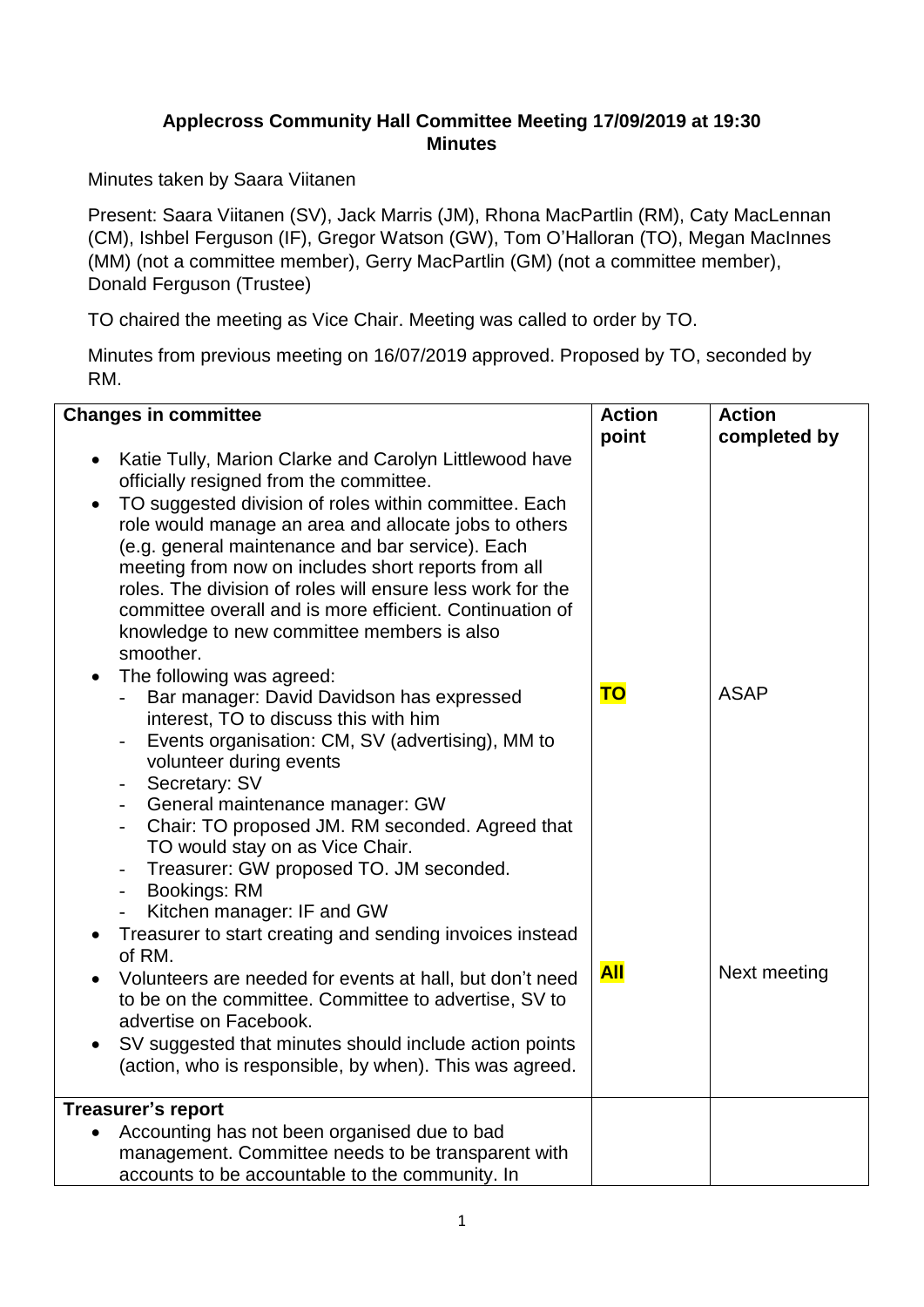**Applecross Community Hall Committee Meeting 17/09/2019 at 19:30**
**Minutes**

Minutes taken by Saara Viitanen

Present: Saara Viitanen (SV), Jack Marris (JM), Rhona MacPartlin (RM), Caty MacLennan (CM), Ishbel Ferguson (IF), Gregor Watson (GW), Tom O'Halloran (TO), Megan MacInnes (MM) (not a committee member), Gerry MacPartlin (GM) (not a committee member), Donald Ferguson (Trustee)

TO chaired the meeting as Vice Chair. Meeting was called to order by TO.

Minutes from previous meeting on 16/07/2019 approved. Proposed by TO, seconded by RM.

| **Changes in committee** | **Action point** | **Action completed by** |
|---|---|---|
| • Katie Tully, Marion Clarke and Carolyn Littlewood have officially resigned from the committee.<br>• TO suggested division of roles within committee. Each role would manage an area and allocate jobs to others (e.g. general maintenance and bar service). Each meeting from now on includes short reports from all roles. The division of roles will ensure less work for the committee overall and is more efficient. Continuation of knowledge to new committee members is also smoother.<br>• The following was agreed:<br>- Bar manager: David Davidson has expressed interest, TO to discuss this with him<br>- Events organisation: CM, SV (advertising), MM to volunteer during events<br>- Secretary: SV<br>- General maintenance manager: GW<br>- Chair: TO proposed JM. RM seconded. Agreed that TO would stay on as Vice Chair.<br>- Treasurer: GW proposed TO. JM seconded.<br>- Bookings: RM<br>- Kitchen manager: IF and GW<br>• Treasurer to start creating and sending invoices instead of RM.<br>• Volunteers are needed for events at hall, but don't need to be on the committee. Committee to advertise, SV to advertise on Facebook.<br>• SV suggested that minutes should include action points (action, who is responsible, by when). This was agreed. | **TO**<br><br><br><br><br><br><br><br><br><br><br><br>**All** | ASAP<br><br><br><br><br><br><br><br><br><br><br><br>Next meeting |
| **Treasurer's report**<br>• Accounting has not been organised due to bad management. Committee needs to be transparent with accounts to be accountable to the community. In | | |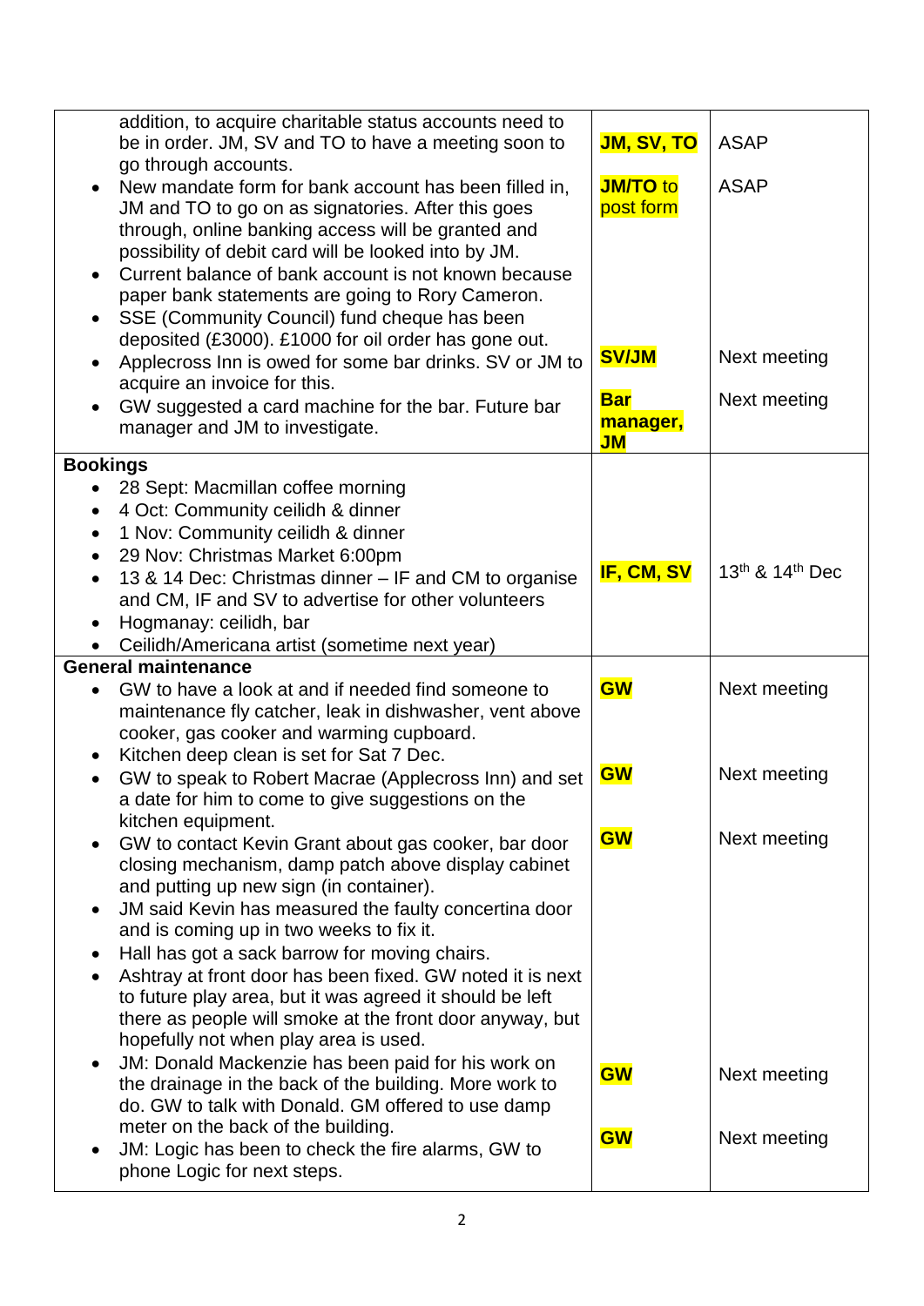| | | |
|---|---|---|
| addition, to acquire charitable status accounts need to be in order. JM, SV and TO to have a meeting soon to go through accounts.<br>• New mandate form for bank account has been filled in, JM and TO to go on as signatories. After this goes through, online banking access will be granted and possibility of debit card will be looked into by JM.<br>• Current balance of bank account is not known because paper bank statements are going to Rory Cameron.<br>• SSE (Community Council) fund cheque has been deposited (£3000). £1000 for oil order has gone out.<br>• Applecross Inn is owed for some bar drinks. SV or JM to acquire an invoice for this.<br>• GW suggested a card machine for the bar. Future bar manager and JM to investigate. | **JM, SV, TO**<br><br>**JM/TO** to post form<br><br><br><br><br><br><br>**SV/JM**<br><br>**Bar manager, JM** | ASAP<br><br>ASAP<br><br><br><br><br><br><br>Next meeting<br><br>Next meeting |
| **Bookings**<br>• 28 Sept: Macmillan coffee morning<br>• 4 Oct: Community ceilidh & dinner<br>• 1 Nov: Community ceilidh & dinner<br>• 29 Nov: Christmas Market 6:00pm<br>• 13 & 14 Dec: Christmas dinner – IF and CM to organise and CM, IF and SV to advertise for other volunteers<br>• Hogmanay: ceilidh, bar<br>• Ceilidh/Americana artist (sometime next year) | **IF, CM, SV** | 13th & 14th Dec |
| **General maintenance**<br>• GW to have a look at and if needed find someone to maintenance fly catcher, leak in dishwasher, vent above cooker, gas cooker and warming cupboard.<br>• Kitchen deep clean is set for Sat 7 Dec.<br>• GW to speak to Robert Macrae (Applecross Inn) and set a date for him to come to give suggestions on the kitchen equipment.<br>• GW to contact Kevin Grant about gas cooker, bar door closing mechanism, damp patch above display cabinet and putting up new sign (in container).<br>• JM said Kevin has measured the faulty concertina door and is coming up in two weeks to fix it.<br>• Hall has got a sack barrow for moving chairs.<br>• Ashtray at front door has been fixed. GW noted it is next to future play area, but it was agreed it should be left there as people will smoke at the front door anyway, but hopefully not when play area is used.<br>• JM: Donald Mackenzie has been paid for his work on the drainage in the back of the building. More work to do. GW to talk with Donald. GM offered to use damp meter on the back of the building.<br>• JM: Logic has been to check the fire alarms, GW to phone Logic for next steps. | **GW**<br><br><br>**GW**<br><br><br>**GW**<br><br><br><br><br><br><br><br><br><br>**GW**<br><br><br>**GW** | Next meeting<br><br><br>Next meeting<br><br><br>Next meeting<br><br><br><br><br><br><br><br><br><br>Next meeting<br><br><br>Next meeting |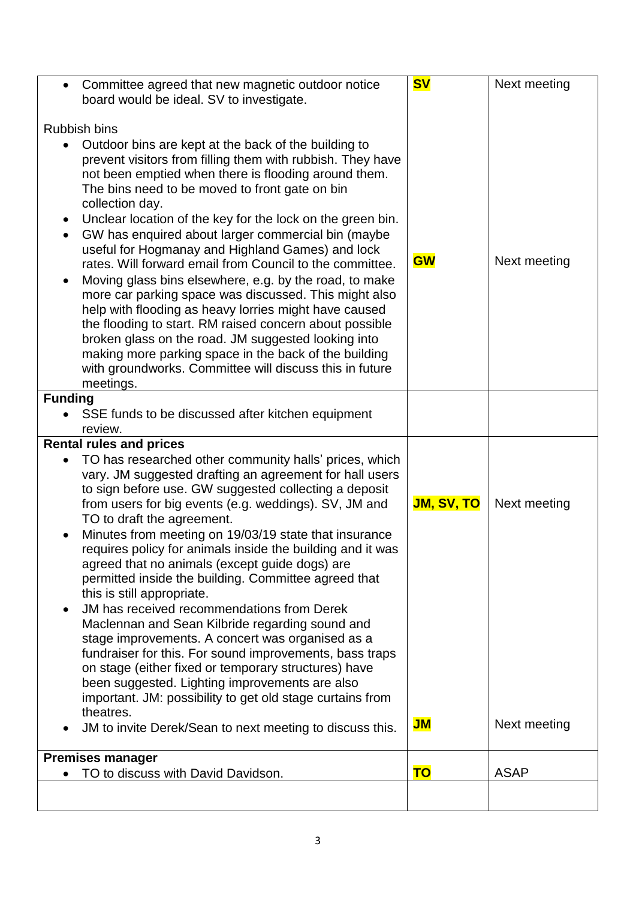| | | |
|---|---|---|
| • Committee agreed that new magnetic outdoor notice board would be ideal. SV to investigate.<br><br>Rubbish bins<br>• Outdoor bins are kept at the back of the building to prevent visitors from filling them with rubbish. They have not been emptied when there is flooding around them. The bins need to be moved to front gate on bin collection day.<br>• Unclear location of the key for the lock on the green bin.<br>• GW has enquired about larger commercial bin (maybe useful for Hogmanay and Highland Games) and lock rates. Will forward email from Council to the committee.<br>• Moving glass bins elsewhere, e.g. by the road, to make more car parking space was discussed. This might also help with flooding as heavy lorries might have caused the flooding to start. RM raised concern about possible broken glass on the road. JM suggested looking into making more parking space in the back of the building with groundworks. Committee will discuss this in future meetings. | **SV**<br><br><br><br><br><br><br><br><br><br>**GW** | Next meeting<br><br><br><br><br><br><br><br><br><br>Next meeting |
| **Funding**<br>• SSE funds to be discussed after kitchen equipment review. | | |
| **Rental rules and prices**<br>• TO has researched other community halls' prices, which vary. JM suggested drafting an agreement for hall users to sign before use. GW suggested collecting a deposit from users for big events (e.g. weddings). SV, JM and TO to draft the agreement.<br>• Minutes from meeting on 19/03/19 state that insurance requires policy for animals inside the building and it was agreed that no animals (except guide dogs) are permitted inside the building. Committee agreed that this is still appropriate.<br>• JM has received recommendations from Derek Maclennan and Sean Kilbride regarding sound and stage improvements. A concert was organised as a fundraiser for this. For sound improvements, bass traps on stage (either fixed or temporary structures) have been suggested. Lighting improvements are also important. JM: possibility to get old stage curtains from theatres.<br>• JM to invite Derek/Sean to next meeting to discuss this. | **JM, SV, TO**<br><br><br><br><br><br><br><br><br><br><br><br><br><br>**JM** | Next meeting<br><br><br><br><br><br><br><br><br><br><br><br><br><br>Next meeting |
| **Premises manager**<br>• TO to discuss with David Davidson. | **TO** | ASAP |
| | | |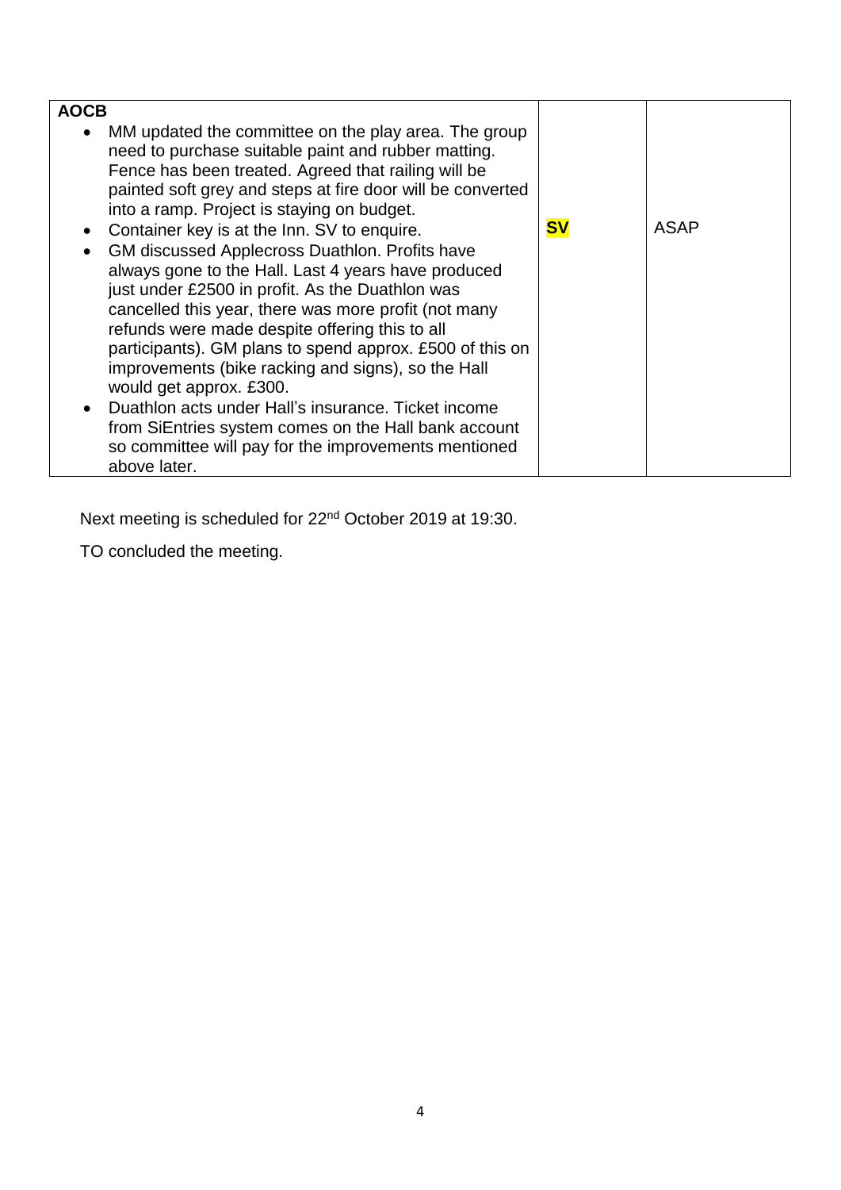| | | |
|---|---|---|
| **AOCB**<br>• MM updated the committee on the play area. The group need to purchase suitable paint and rubber matting. Fence has been treated. Agreed that railing will be painted soft grey and steps at fire door will be converted into a ramp. Project is staying on budget.<br>• Container key is at the Inn. SV to enquire.<br>• GM discussed Applecross Duathlon. Profits have always gone to the Hall. Last 4 years have produced just under £2500 in profit. As the Duathlon was cancelled this year, there was more profit (not many refunds were made despite offering this to all participants). GM plans to spend approx. £500 of this on improvements (bike racking and signs), so the Hall would get approx. £300.<br>• Duathlon acts under Hall's insurance. Ticket income from SiEntries system comes on the Hall bank account so committee will pay for the improvements mentioned above later. | **SV** | ASAP |

Next meeting is scheduled for 22nd October 2019 at 19:30.

TO concluded the meeting.